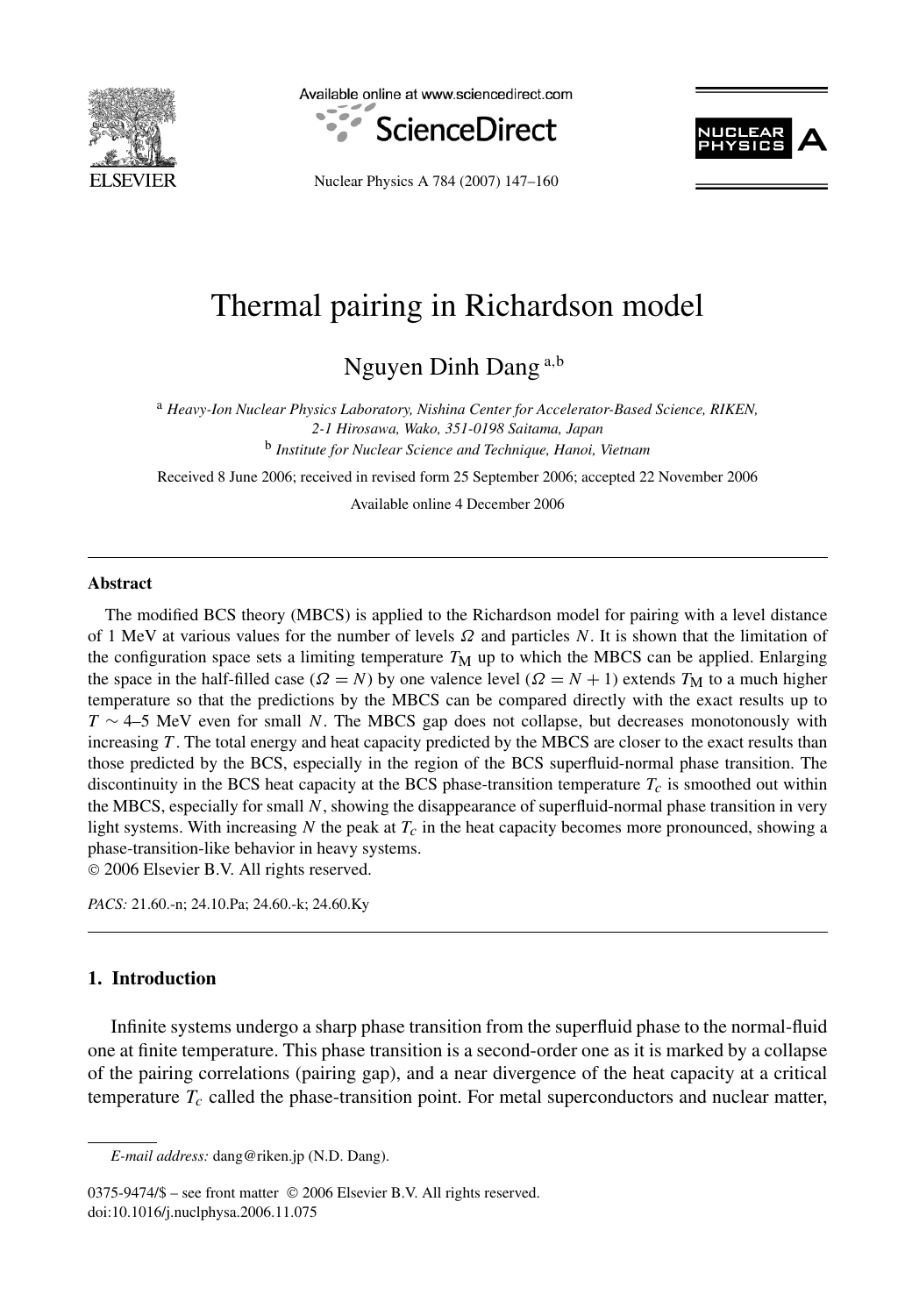# Thermal pairing in Richardson model

Nguyen Dinh Dang [a,b]

[a] *Heavy-Ion Nuclear Physics Laboratory, Nishina Center for Accelerator-Based Science, RIKEN, 2-1 Hirosawa, Wako, 351-0198 Saitama, Japan*

[b] *Institute for Nuclear Science and Technique, Hanoi, Vietnam*

Received 8 June 2006; received in revised form 25 September 2006; accepted 22 November 2006

Available online 4 December 2006

## Abstract

The modified BCS theory (MBCS) is applied to the Richardson model for pairing with a level distance of 1 MeV at various values for the number of levels $\Omega$ and particles $N$. It is shown that the limitation of the configuration space sets a limiting temperature $T_M$ up to which the MBCS can be applied. Enlarging the space in the half-filled case ($\Omega = N$) by one valence level ($\Omega = N + 1$) extends $T_M$ to a much higher temperature so that the predictions by the MBCS can be compared directly with the exact results up to $T \sim 4$–5 MeV even for small $N$. The MBCS gap does not collapse, but decreases monotonously with increasing $T$. The total energy and heat capacity predicted by the MBCS are closer to the exact results than those predicted by the BCS, especially in the region of the BCS superfluid-normal phase transition. The discontinuity in the BCS heat capacity at the BCS phase-transition temperature $T_c$ is smoothed out within the MBCS, especially for small $N$, showing the disappearance of superfluid-normal phase transition in very light systems. With increasing $N$ the peak at $T_c$ in the heat capacity becomes more pronounced, showing a phase-transition-like behavior in heavy systems.

© 2006 Elsevier B.V. All rights reserved.

*PACS:* 21.60.-n; 24.10.Pa; 24.60.-k; 24.60.Ky

## 1. Introduction

Infinite systems undergo a sharp phase transition from the superfluid phase to the normal-fluid one at finite temperature. This phase transition is a second-order one as it is marked by a collapse of the pairing correlations (pairing gap), and a near divergence of the heat capacity at a critical temperature $T_c$ called the phase-transition point. For metal superconductors and nuclear matter,

*E-mail address:* dang@riken.jp (N.D. Dang).

0375-9474/$ – see front matter © 2006 Elsevier B.V. All rights reserved.
doi:10.1016/j.nuclphysa.2006.11.075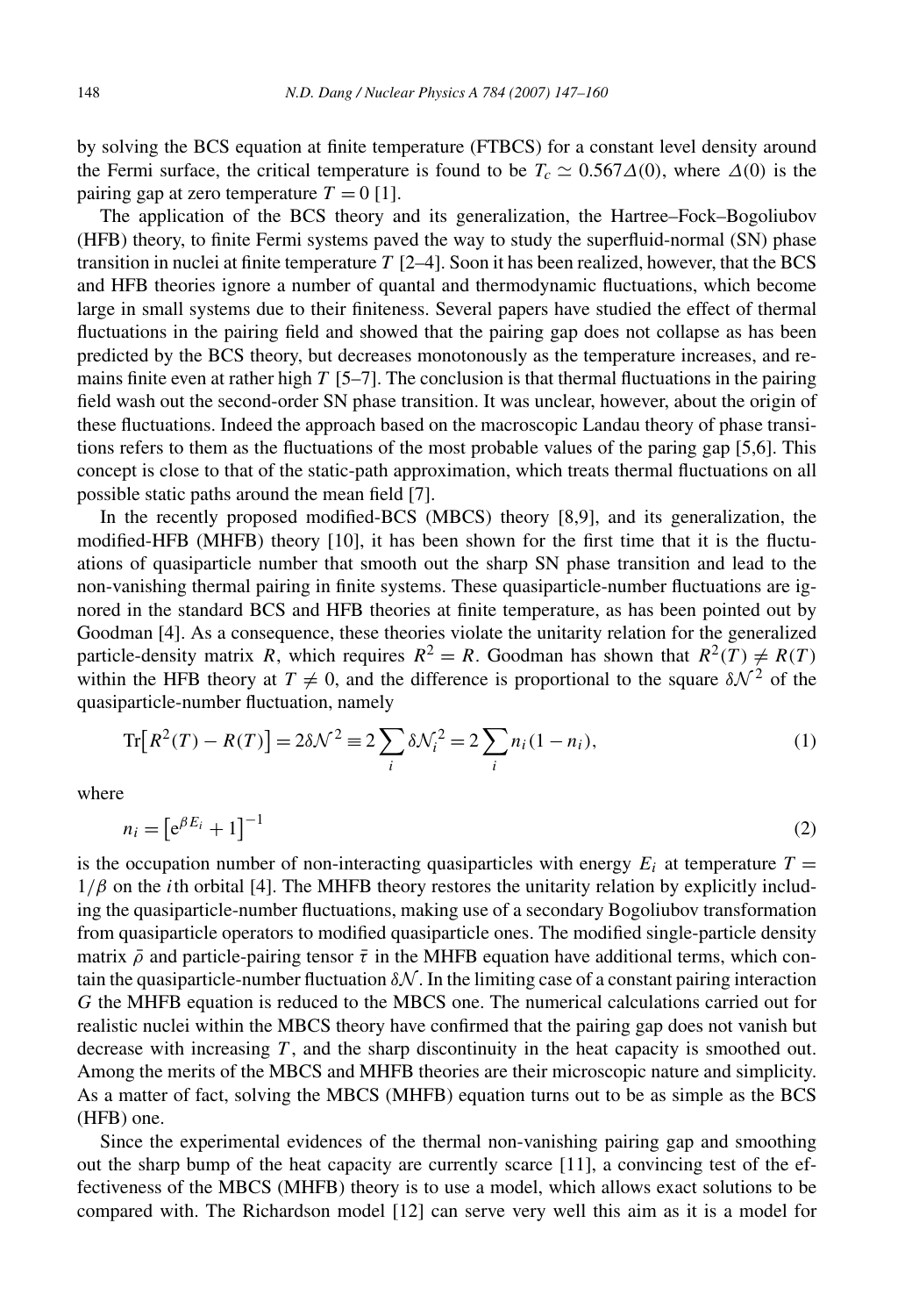by solving the BCS equation at finite temperature (FTBCS) for a constant level density around the Fermi surface, the critical temperature is found to be $T_c \simeq 0.567\Delta(0)$, where $\Delta(0)$ is the pairing gap at zero temperature $T = 0$ [1].

The application of the BCS theory and its generalization, the Hartree–Fock–Bogoliubov (HFB) theory, to finite Fermi systems paved the way to study the superfluid-normal (SN) phase transition in nuclei at finite temperature $T$ [2–4]. Soon it has been realized, however, that the BCS and HFB theories ignore a number of quantal and thermodynamic fluctuations, which become large in small systems due to their finiteness. Several papers have studied the effect of thermal fluctuations in the pairing field and showed that the pairing gap does not collapse as has been predicted by the BCS theory, but decreases monotonously as the temperature increases, and remains finite even at rather high $T$ [5–7]. The conclusion is that thermal fluctuations in the pairing field wash out the second-order SN phase transition. It was unclear, however, about the origin of these fluctuations. Indeed the approach based on the macroscopic Landau theory of phase transitions refers to them as the fluctuations of the most probable values of the paring gap [5,6]. This concept is close to that of the static-path approximation, which treats thermal fluctuations on all possible static paths around the mean field [7].

In the recently proposed modified-BCS (MBCS) theory [8,9], and its generalization, the modified-HFB (MHFB) theory [10], it has been shown for the first time that it is the fluctuations of quasiparticle number that smooth out the sharp SN phase transition and lead to the non-vanishing thermal pairing in finite systems. These quasiparticle-number fluctuations are ignored in the standard BCS and HFB theories at finite temperature, as has been pointed out by Goodman [4]. As a consequence, these theories violate the unitarity relation for the generalized particle-density matrix $R$, which requires $R^2 = R$. Goodman has shown that $R^2(T) \neq R(T)$ within the HFB theory at $T \neq 0$, and the difference is proportional to the square $\delta\mathcal{N}^2$ of the quasiparticle-number fluctuation, namely

$$\mathrm{Tr}\big[R^2(T) - R(T)\big] = 2\delta\mathcal{N}^2 \equiv 2\sum_i \delta\mathcal{N}_i^2 = 2\sum_i n_i(1 - n_i), \tag{1}$$

where

$$n_i = \big[\mathrm{e}^{\beta E_i} + 1\big]^{-1} \tag{2}$$

is the occupation number of non-interacting quasiparticles with energy $E_i$ at temperature $T = 1/\beta$ on the $i$th orbital [4]. The MHFB theory restores the unitarity relation by explicitly including the quasiparticle-number fluctuations, making use of a secondary Bogoliubov transformation from quasiparticle operators to modified quasiparticle ones. The modified single-particle density matrix $\bar{\rho}$ and particle-pairing tensor $\bar{\tau}$ in the MHFB equation have additional terms, which contain the quasiparticle-number fluctuation $\delta\mathcal{N}$. In the limiting case of a constant pairing interaction $G$ the MHFB equation is reduced to the MBCS one. The numerical calculations carried out for realistic nuclei within the MBCS theory have confirmed that the pairing gap does not vanish but decrease with increasing $T$, and the sharp discontinuity in the heat capacity is smoothed out. Among the merits of the MBCS and MHFB theories are their microscopic nature and simplicity. As a matter of fact, solving the MBCS (MHFB) equation turns out to be as simple as the BCS (HFB) one.

Since the experimental evidences of the thermal non-vanishing pairing gap and smoothing out the sharp bump of the heat capacity are currently scarce [11], a convincing test of the effectiveness of the MBCS (MHFB) theory is to use a model, which allows exact solutions to be compared with. The Richardson model [12] can serve very well this aim as it is a model for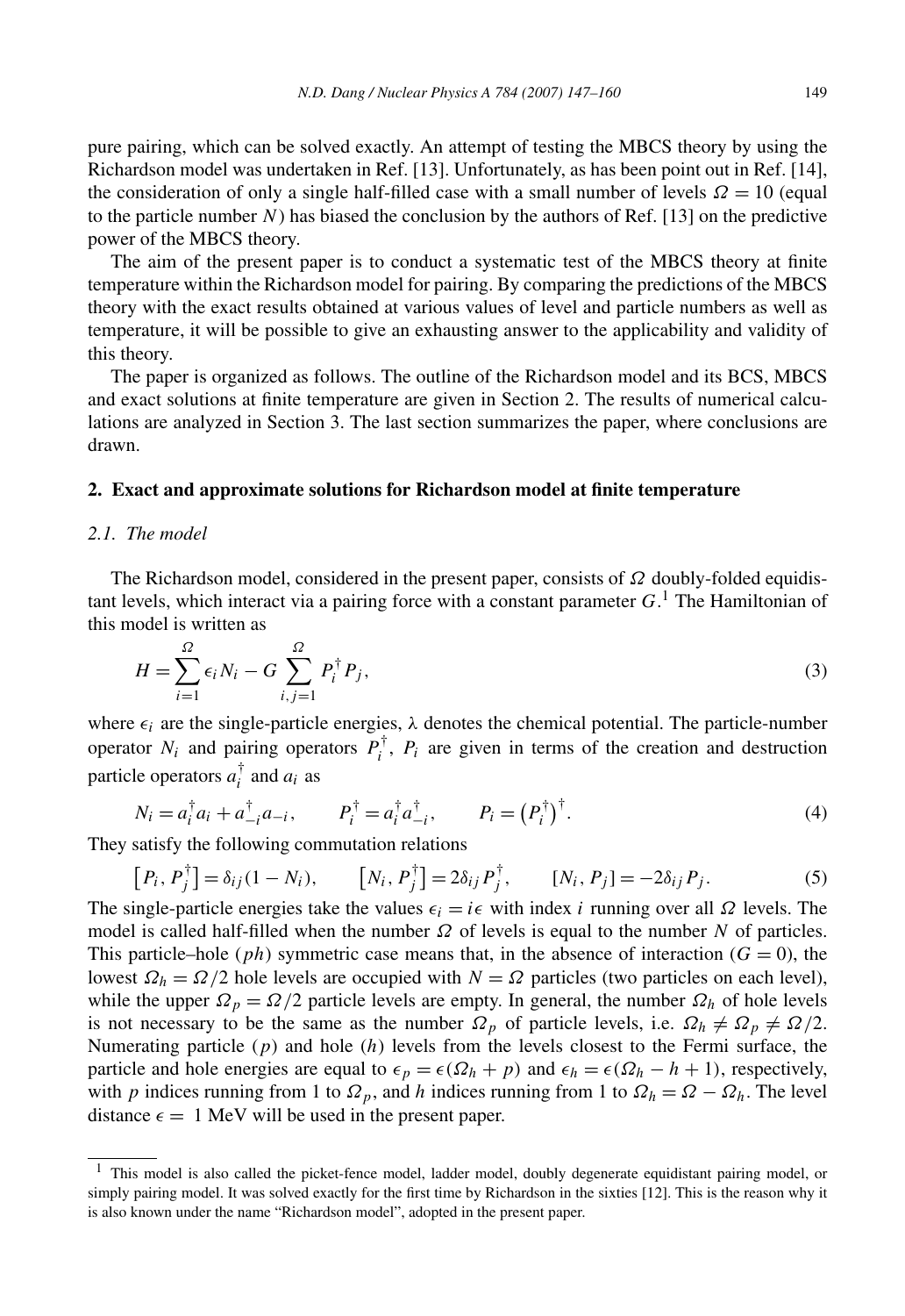pure pairing, which can be solved exactly. An attempt of testing the MBCS theory by using the Richardson model was undertaken in Ref. [13]. Unfortunately, as has been point out in Ref. [14], the consideration of only a single half-filled case with a small number of levels $\Omega = 10$ (equal to the particle number $N$) has biased the conclusion by the authors of Ref. [13] on the predictive power of the MBCS theory.

The aim of the present paper is to conduct a systematic test of the MBCS theory at finite temperature within the Richardson model for pairing. By comparing the predictions of the MBCS theory with the exact results obtained at various values of level and particle numbers as well as temperature, it will be possible to give an exhausting answer to the applicability and validity of this theory.

The paper is organized as follows. The outline of the Richardson model and its BCS, MBCS and exact solutions at finite temperature are given in Section 2. The results of numerical calculations are analyzed in Section 3. The last section summarizes the paper, where conclusions are drawn.

## 2. Exact and approximate solutions for Richardson model at finite temperature

### 2.1. The model

The Richardson model, considered in the present paper, consists of $\Omega$ doubly-folded equidistant levels, which interact via a pairing force with a constant parameter $G$.[1] The Hamiltonian of this model is written as

$$H = \sum_{i=1}^{\Omega} \epsilon_i N_i - G \sum_{i,j=1}^{\Omega} P_i^{\dagger} P_j, \tag{3}$$

where $\epsilon_i$ are the single-particle energies, $\lambda$ denotes the chemical potential. The particle-number operator $N_i$ and pairing operators $P_i^{\dagger}$, $P_i$ are given in terms of the creation and destruction particle operators $a_i^{\dagger}$ and $a_i$ as

$$N_i = a_i^{\dagger} a_i + a_{-i}^{\dagger} a_{-i}, \qquad P_i^{\dagger} = a_i^{\dagger} a_{-i}^{\dagger}, \qquad P_i = \left(P_i^{\dagger}\right)^{\dagger}. \tag{4}$$

They satisfy the following commutation relations

$$\left[P_i, P_j^{\dagger}\right] = \delta_{ij}(1 - N_i), \qquad \left[N_i, P_j^{\dagger}\right] = 2\delta_{ij} P_j^{\dagger}, \qquad [N_i, P_j] = -2\delta_{ij} P_j. \tag{5}$$

The single-particle energies take the values $\epsilon_i = i\epsilon$ with index $i$ running over all $\Omega$ levels. The model is called half-filled when the number $\Omega$ of levels is equal to the number $N$ of particles. This particle–hole ($ph$) symmetric case means that, in the absence of interaction ($G = 0$), the lowest $\Omega_h = \Omega/2$ hole levels are occupied with $N = \Omega$ particles (two particles on each level), while the upper $\Omega_p = \Omega/2$ particle levels are empty. In general, the number $\Omega_h$ of hole levels is not necessary to be the same as the number $\Omega_p$ of particle levels, i.e. $\Omega_h \neq \Omega_p \neq \Omega/2$. Numerating particle ($p$) and hole ($h$) levels from the levels closest to the Fermi surface, the particle and hole energies are equal to $\epsilon_p = \epsilon(\Omega_h + p)$ and $\epsilon_h = \epsilon(\Omega_h - h + 1)$, respectively, with $p$ indices running from 1 to $\Omega_p$, and $h$ indices running from 1 to $\Omega_h = \Omega - \Omega_h$. The level distance $\epsilon =$ 1 MeV will be used in the present paper.

[1] This model is also called the picket-fence model, ladder model, doubly degenerate equidistant pairing model, or simply pairing model. It was solved exactly for the first time by Richardson in the sixties [12]. This is the reason why it is also known under the name "Richardson model", adopted in the present paper.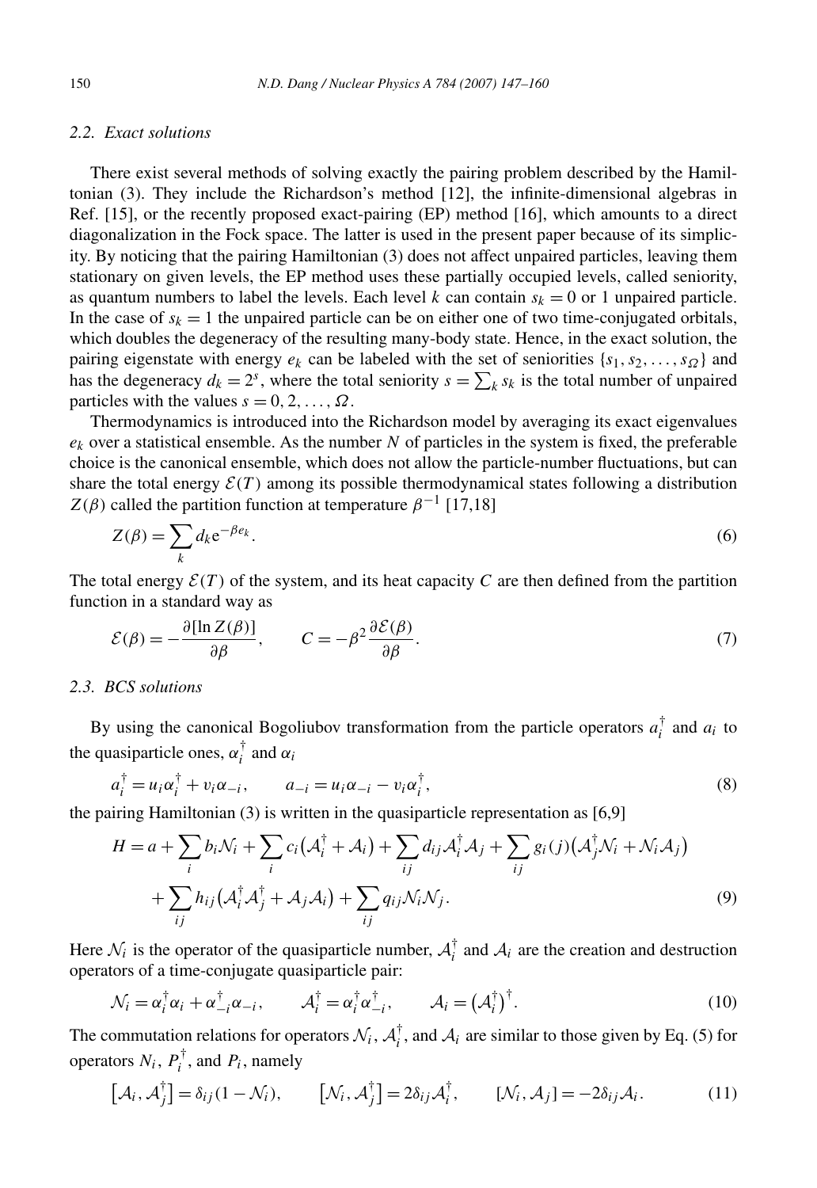### 2.2. Exact solutions

There exist several methods of solving exactly the pairing problem described by the Hamiltonian (3). They include the Richardson's method [12], the infinite-dimensional algebras in Ref. [15], or the recently proposed exact-pairing (EP) method [16], which amounts to a direct diagonalization in the Fock space. The latter is used in the present paper because of its simplicity. By noticing that the pairing Hamiltonian (3) does not affect unpaired particles, leaving them stationary on given levels, the EP method uses these partially occupied levels, called seniority, as quantum numbers to label the levels. Each level $k$ can contain $s_k = 0$ or 1 unpaired particle. In the case of $s_k = 1$ the unpaired particle can be on either one of two time-conjugated orbitals, which doubles the degeneracy of the resulting many-body state. Hence, in the exact solution, the pairing eigenstate with energy $e_k$ can be labeled with the set of seniorities $\{s_1, s_2, \ldots, s_\Omega\}$ and has the degeneracy $d_k = 2^s$, where the total seniority $s = \sum_k s_k$ is the total number of unpaired particles with the values $s = 0, 2, \ldots, \Omega$.

Thermodynamics is introduced into the Richardson model by averaging its exact eigenvalues $e_k$ over a statistical ensemble. As the number $N$ of particles in the system is fixed, the preferable choice is the canonical ensemble, which does not allow the particle-number fluctuations, but can share the total energy $\mathcal{E}(T)$ among its possible thermodynamical states following a distribution $Z(\beta)$ called the partition function at temperature $\beta^{-1}$ [17,18]

$$Z(\beta) = \sum_k d_k \mathrm{e}^{-\beta e_k}. \tag{6}$$

The total energy $\mathcal{E}(T)$ of the system, and its heat capacity $C$ are then defined from the partition function in a standard way as

$$\mathcal{E}(\beta) = -\frac{\partial[\ln Z(\beta)]}{\partial\beta}, \qquad C = -\beta^2 \frac{\partial\mathcal{E}(\beta)}{\partial\beta}. \tag{7}$$

### 2.3. BCS solutions

By using the canonical Bogoliubov transformation from the particle operators $a_i^\dagger$ and $a_i$ to the quasiparticle ones, $\alpha_i^\dagger$ and $\alpha_i$

$$a_i^\dagger = u_i\alpha_i^\dagger + v_i\alpha_{-i}, \qquad a_{-i} = u_i\alpha_{-i} - v_i\alpha_i^\dagger, \tag{8}$$

the pairing Hamiltonian (3) is written in the quasiparticle representation as [6,9]

$$\begin{aligned} H = a &+ \sum_i b_i\mathcal{N}_i + \sum_i c_i\left(\mathcal{A}_i^\dagger + \mathcal{A}_i\right) + \sum_{ij} d_{ij}\mathcal{A}_i^\dagger\mathcal{A}_j + \sum_{ij} g_i(j)\left(\mathcal{A}_j^\dagger\mathcal{N}_i + \mathcal{N}_i\mathcal{A}_j\right) \\ &+ \sum_{ij} h_{ij}\left(\mathcal{A}_i^\dagger\mathcal{A}_j^\dagger + \mathcal{A}_j\mathcal{A}_i\right) + \sum_{ij} q_{ij}\mathcal{N}_i\mathcal{N}_j. \end{aligned} \tag{9}$$

Here $\mathcal{N}_i$ is the operator of the quasiparticle number, $\mathcal{A}_i^\dagger$ and $\mathcal{A}_i$ are the creation and destruction operators of a time-conjugate quasiparticle pair:

$$\mathcal{N}_i = \alpha_i^\dagger\alpha_i + \alpha_{-i}^\dagger\alpha_{-i}, \qquad \mathcal{A}_i^\dagger = \alpha_i^\dagger\alpha_{-i}^\dagger, \qquad \mathcal{A}_i = \left(\mathcal{A}_i^\dagger\right)^\dagger. \tag{10}$$

The commutation relations for operators $\mathcal{N}_i$, $\mathcal{A}_i^\dagger$, and $\mathcal{A}_i$ are similar to those given by Eq. (5) for operators $N_i$, $P_i^\dagger$, and $P_i$, namely

$$\left[\mathcal{A}_i, \mathcal{A}_j^\dagger\right] = \delta_{ij}(1 - \mathcal{N}_i), \qquad \left[\mathcal{N}_i, \mathcal{A}_j^\dagger\right] = 2\delta_{ij}\mathcal{A}_i^\dagger, \qquad [\mathcal{N}_i, \mathcal{A}_j] = -2\delta_{ij}\mathcal{A}_i. \tag{11}$$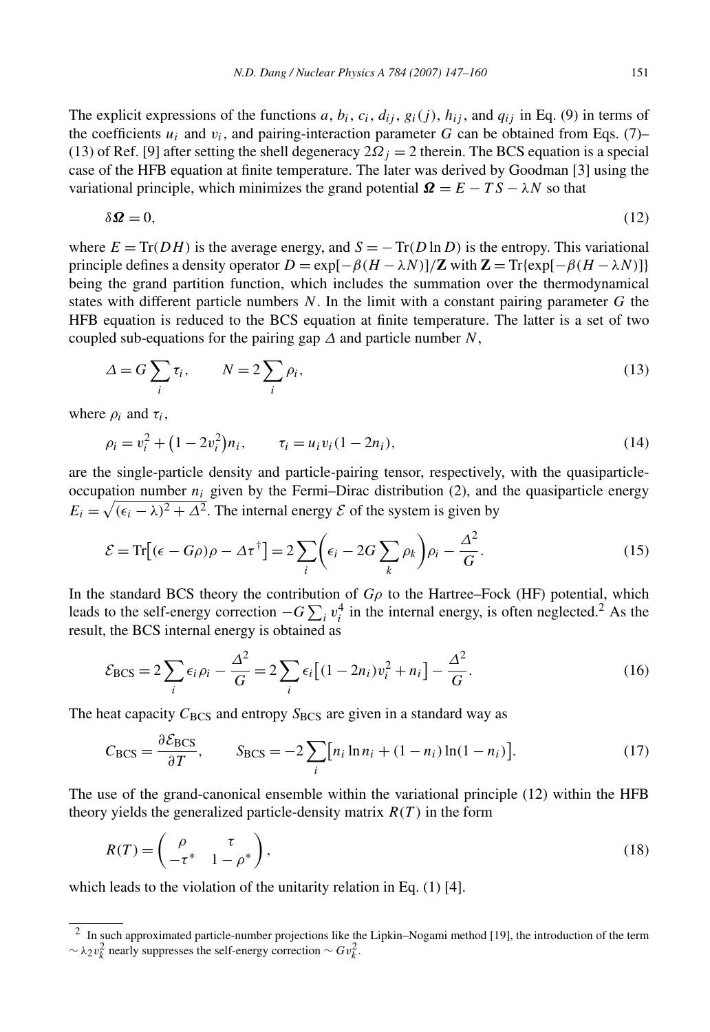The explicit expressions of the functions $a$, $b_i$, $c_i$, $d_{ij}$, $g_i(j)$, $h_{ij}$, and $q_{ij}$ in Eq. (9) in terms of the coefficients $u_i$ and $v_i$, and pairing-interaction parameter $G$ can be obtained from Eqs. (7)–(13) of Ref. [9] after setting the shell degeneracy $2\Omega_j = 2$ therein. The BCS equation is a special case of the HFB equation at finite temperature. The later was derived by Goodman [3] using the variational principle, which minimizes the grand potential $\boldsymbol{\Omega} = E - TS - \lambda N$ so that

$$\delta \boldsymbol{\Omega} = 0, \tag{12}$$

where $E = \mathrm{Tr}(DH)$ is the average energy, and $S = -\mathrm{Tr}(D \ln D)$ is the entropy. This variational principle defines a density operator $D = \exp[-\beta(H - \lambda N)]/\mathbf{Z}$ with $\mathbf{Z} = \mathrm{Tr}\{\exp[-\beta(H - \lambda N)]\}$ being the grand partition function, which includes the summation over the thermodynamical states with different particle numbers $N$. In the limit with a constant pairing parameter $G$ the HFB equation is reduced to the BCS equation at finite temperature. The latter is a set of two coupled sub-equations for the pairing gap $\Delta$ and particle number $N$,

$$\Delta = G \sum_i \tau_i, \qquad N = 2 \sum_i \rho_i, \tag{13}$$

where $\rho_i$ and $\tau_i$,

$$\rho_i = v_i^2 + \left(1 - 2v_i^2\right) n_i, \qquad \tau_i = u_i v_i (1 - 2n_i), \tag{14}$$

are the single-particle density and particle-pairing tensor, respectively, with the quasiparticle-occupation number $n_i$ given by the Fermi–Dirac distribution (2), and the quasiparticle energy $E_i = \sqrt{(\epsilon_i - \lambda)^2 + \Delta^2}$. The internal energy $\mathcal{E}$ of the system is given by

$$\mathcal{E} = \mathrm{Tr}\left[(\epsilon - G\rho)\rho - \Delta \tau^{\dagger}\right] = 2 \sum_i \left(\epsilon_i - 2G \sum_k \rho_k\right) \rho_i - \frac{\Delta^2}{G}. \tag{15}$$

In the standard BCS theory the contribution of $G\rho$ to the Hartree–Fock (HF) potential, which leads to the self-energy correction $-G \sum_i v_i^4$ in the internal energy, is often neglected.[2] As the result, the BCS internal energy is obtained as

$$\mathcal{E}_{\mathrm{BCS}} = 2 \sum_i \epsilon_i \rho_i - \frac{\Delta^2}{G} = 2 \sum_i \epsilon_i \left[(1 - 2n_i) v_i^2 + n_i\right] - \frac{\Delta^2}{G}. \tag{16}$$

The heat capacity $C_{\mathrm{BCS}}$ and entropy $S_{\mathrm{BCS}}$ are given in a standard way as

$$C_{\mathrm{BCS}} = \frac{\partial \mathcal{E}_{\mathrm{BCS}}}{\partial T}, \qquad S_{\mathrm{BCS}} = -2 \sum_i \left[n_i \ln n_i + (1 - n_i) \ln(1 - n_i)\right]. \tag{17}$$

The use of the grand-canonical ensemble within the variational principle (12) within the HFB theory yields the generalized particle-density matrix $R(T)$ in the form

$$R(T) = \begin{pmatrix} \rho & \tau \\ -\tau^* & 1 - \rho^* \end{pmatrix}, \tag{18}$$

which leads to the violation of the unitarity relation in Eq. (1) [4].

---

[2] In such approximated particle-number projections like the Lipkin–Nogami method [19], the introduction of the term $\sim \lambda_2 v_k^2$ nearly suppresses the self-energy correction $\sim G v_k^2$.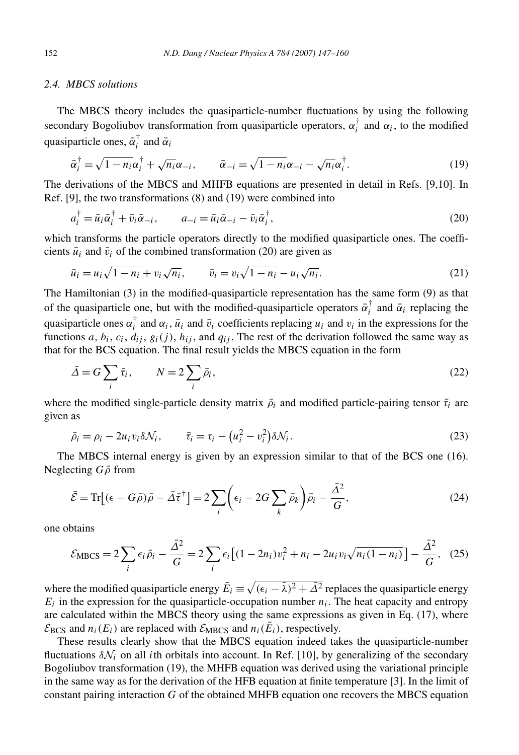### 2.4. MBCS solutions

The MBCS theory includes the quasiparticle-number fluctuations by using the following secondary Bogoliubov transformation from quasiparticle operators, $\alpha_i^\dagger$ and $\alpha_i$, to the modified quasiparticle ones, $\bar{\alpha}_i^\dagger$ and $\bar{\alpha}_i$

$$\bar{\alpha}_i^\dagger = \sqrt{1-n_i}\alpha_i^\dagger + \sqrt{n_i}\alpha_{-i}, \qquad \bar{\alpha}_{-i} = \sqrt{1-n_i}\alpha_{-i} - \sqrt{n_i}\alpha_i^\dagger. \tag{19}$$

The derivations of the MBCS and MHFB equations are presented in detail in Refs. [9,10]. In Ref. [9], the two transformations (8) and (19) were combined into

$$a_i^\dagger = \bar{u}_i\bar{\alpha}_i^\dagger + \bar{v}_i\bar{\alpha}_{-i}, \qquad a_{-i} = \bar{u}_i\bar{\alpha}_{-i} - \bar{v}_i\bar{\alpha}_i^\dagger, \tag{20}$$

which transforms the particle operators directly to the modified quasiparticle ones. The coefficients $\bar{u}_i$ and $\bar{v}_i$ of the combined transformation (20) are given as

$$\bar{u}_i = u_i\sqrt{1-n_i} + v_i\sqrt{n_i}, \qquad \bar{v}_i = v_i\sqrt{1-n_i} - u_i\sqrt{n_i}. \tag{21}$$

The Hamiltonian (3) in the modified-quasiparticle representation has the same form (9) as that of the quasiparticle one, but with the modified-quasiparticle operators $\bar{\alpha}_i^\dagger$ and $\bar{\alpha}_i$ replacing the quasiparticle ones $\alpha_i^\dagger$ and $\alpha_i$, $\bar{u}_i$ and $\bar{v}_i$ coefficients replacing $u_i$ and $v_i$ in the expressions for the functions $a$, $b_i$, $c_i$, $d_{ij}$, $g_i(j)$, $h_{ij}$, and $q_{ij}$. The rest of the derivation followed the same way as that for the BCS equation. The final result yields the MBCS equation in the form

$$\bar{\Delta} = G\sum_i \bar{\tau}_i, \qquad N = 2\sum_i \bar{\rho}_i, \tag{22}$$

where the modified single-particle density matrix $\bar{\rho}_i$ and modified particle-pairing tensor $\bar{\tau}_i$ are given as

$$\bar{\rho}_i = \rho_i - 2u_iv_i\delta\mathcal{N}_i, \qquad \bar{\tau}_i = \tau_i - \left(u_i^2 - v_i^2\right)\delta\mathcal{N}_i. \tag{23}$$

The MBCS internal energy is given by an expression similar to that of the BCS one (16). Neglecting $G\bar{\rho}$ from

$$\bar{\mathcal{E}} = \mathrm{Tr}\left[(\epsilon - G\bar{\rho})\bar{\rho} - \bar{\Delta}\bar{\tau}^\dagger\right] = 2\sum_i\left(\epsilon_i - 2G\sum_k\bar{\rho}_k\right)\bar{\rho}_i - \frac{\bar{\Delta}^2}{G}, \tag{24}$$

one obtains

$$\mathcal{E}_{\mathrm{MBCS}} = 2\sum_i \epsilon_i\bar{\rho}_i - \frac{\bar{\Delta}^2}{G} = 2\sum_i \epsilon_i\left[(1-2n_i)v_i^2 + n_i - 2u_iv_i\sqrt{n_i(1-n_i)}\right] - \frac{\bar{\Delta}^2}{G}, \tag{25}$$

where the modified quasiparticle energy $\bar{E}_i \equiv \sqrt{(\epsilon_i - \bar{\lambda})^2 + \bar{\Delta}^2}$ replaces the quasiparticle energy $E_i$ in the expression for the quasiparticle-occupation number $n_i$. The heat capacity and entropy are calculated within the MBCS theory using the same expressions as given in Eq. (17), where $\mathcal{E}_{\mathrm{BCS}}$ and $n_i(E_i)$ are replaced with $\mathcal{E}_{\mathrm{MBCS}}$ and $n_i(\bar{E}_i)$, respectively.

These results clearly show that the MBCS equation indeed takes the quasiparticle-number fluctuations $\delta\mathcal{N}_i$ on all $i$th orbitals into account. In Ref. [10], by generalizing of the secondary Bogoliubov transformation (19), the MHFB equation was derived using the variational principle in the same way as for the derivation of the HFB equation at finite temperature [3]. In the limit of constant pairing interaction $G$ of the obtained MHFB equation one recovers the MBCS equation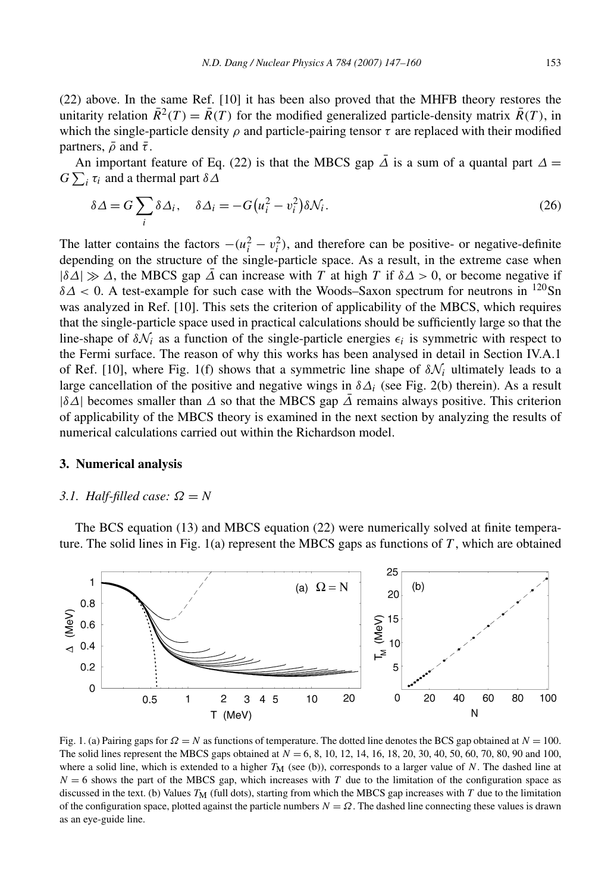(22) above. In the same Ref. [10] it has been also proved that the MHFB theory restores the unitarity relation $\bar{R}^2(T) = \bar{R}(T)$ for the modified generalized particle-density matrix $\bar{R}(T)$, in which the single-particle density $\rho$ and particle-pairing tensor $\tau$ are replaced with their modified partners, $\bar{\rho}$ and $\bar{\tau}$.

An important feature of Eq. (22) is that the MBCS gap $\bar{\Delta}$ is a sum of a quantal part $\Delta = G\sum_i \tau_i$ and a thermal part $\delta\Delta$

$$\delta\Delta = G\sum_i \delta\Delta_i, \quad \delta\Delta_i = -G\big(u_i^2 - v_i^2\big)\delta\mathcal{N}_i. \tag{26}$$

The latter contains the factors $-(u_i^2 - v_i^2)$, and therefore can be positive- or negative-definite depending on the structure of the single-particle space. As a result, in the extreme case when $|\delta\Delta| \gg \Delta$, the MBCS gap $\bar{\Delta}$ can increase with $T$ at high $T$ if $\delta\Delta > 0$, or become negative if $\delta\Delta < 0$. A test-example for such case with the Woods–Saxon spectrum for neutrons in $^{120}$Sn was analyzed in Ref. [10]. This sets the criterion of applicability of the MBCS, which requires that the single-particle space used in practical calculations should be sufficiently large so that the line-shape of $\delta\mathcal{N}_i$ as a function of the single-particle energies $\epsilon_i$ is symmetric with respect to the Fermi surface. The reason of why this works has been analysed in detail in Section IV.A.1 of Ref. [10], where Fig. 1(f) shows that a symmetric line shape of $\delta\mathcal{N}_i$ ultimately leads to a large cancellation of the positive and negative wings in $\delta\Delta_i$ (see Fig. 2(b) therein). As a result $|\delta\Delta|$ becomes smaller than $\Delta$ so that the MBCS gap $\bar{\Delta}$ remains always positive. This criterion of applicability of the MBCS theory is examined in the next section by analyzing the results of numerical calculations carried out within the Richardson model.

## 3. Numerical analysis

### 3.1. Half-filled case: $\Omega = N$

The BCS equation (13) and MBCS equation (22) were numerically solved at finite temperature. The solid lines in Fig. 1(a) represent the MBCS gaps as functions of $T$, which are obtained

Fig. 1. (a) Pairing gaps for $\Omega = N$ as functions of temperature. The dotted line denotes the BCS gap obtained at $N = 100$. The solid lines represent the MBCS gaps obtained at $N = 6$, 8, 10, 12, 14, 16, 18, 20, 30, 40, 50, 60, 70, 80, 90 and 100, where a solid line, which is extended to a higher $T_M$ (see (b)), corresponds to a larger value of $N$. The dashed line at $N = 6$ shows the part of the MBCS gap, which increases with $T$ due to the limitation of the configuration space as discussed in the text. (b) Values $T_M$ (full dots), starting from which the MBCS gap increases with $T$ due to the limitation of the configuration space, plotted against the particle numbers $N = \Omega$. The dashed line connecting these values is drawn as an eye-guide line.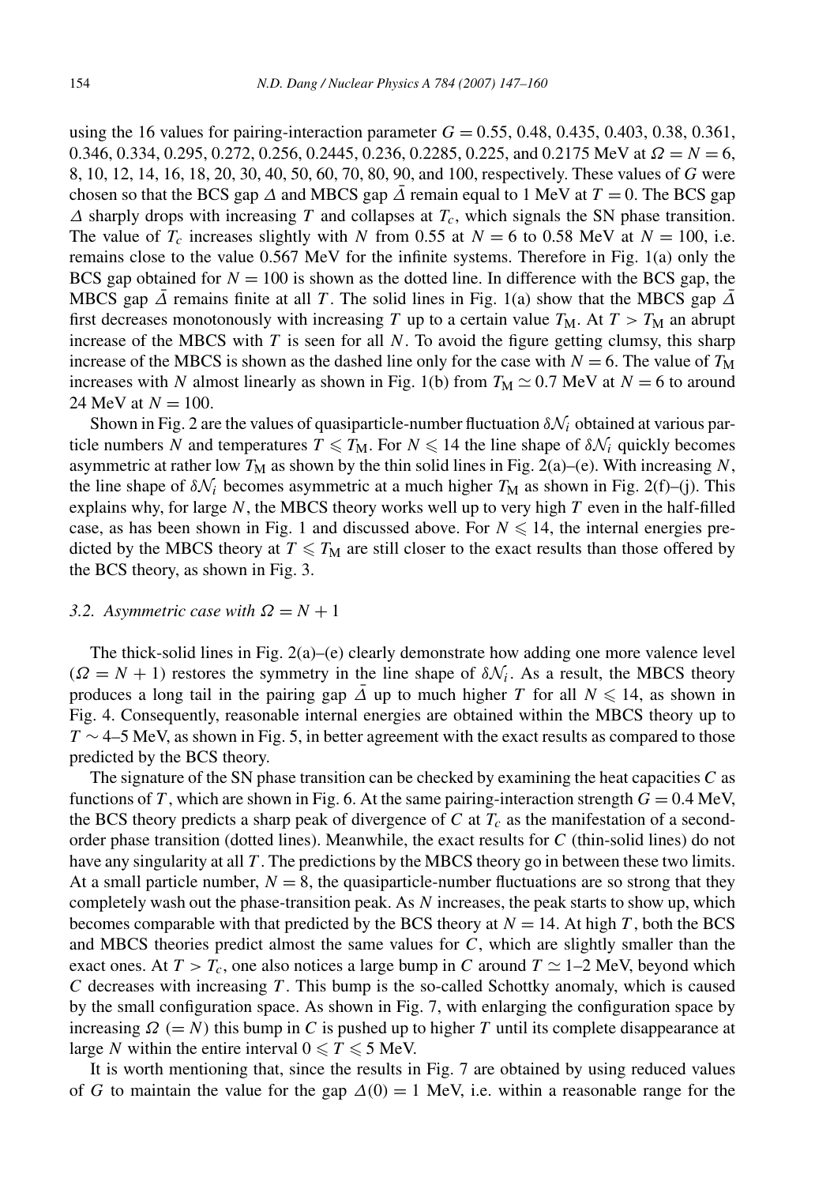using the 16 values for pairing-interaction parameter $G = 0.55$, 0.48, 0.435, 0.403, 0.38, 0.361, 0.346, 0.334, 0.295, 0.272, 0.256, 0.2445, 0.236, 0.2285, 0.225, and 0.2175 MeV at $\Omega = N = 6$, 8, 10, 12, 14, 16, 18, 20, 30, 40, 50, 60, 70, 80, 90, and 100, respectively. These values of $G$ were chosen so that the BCS gap $\Delta$ and MBCS gap $\bar{\Delta}$ remain equal to 1 MeV at $T = 0$. The BCS gap $\Delta$ sharply drops with increasing $T$ and collapses at $T_c$, which signals the SN phase transition. The value of $T_c$ increases slightly with $N$ from 0.55 at $N = 6$ to 0.58 MeV at $N = 100$, i.e. remains close to the value 0.567 MeV for the infinite systems. Therefore in Fig. 1(a) only the BCS gap obtained for $N = 100$ is shown as the dotted line. In difference with the BCS gap, the MBCS gap $\bar{\Delta}$ remains finite at all $T$. The solid lines in Fig. 1(a) show that the MBCS gap $\bar{\Delta}$ first decreases monotonously with increasing $T$ up to a certain value $T_{\rm M}$. At $T > T_{\rm M}$ an abrupt increase of the MBCS with $T$ is seen for all $N$. To avoid the figure getting clumsy, this sharp increase of the MBCS is shown as the dashed line only for the case with $N = 6$. The value of $T_{\rm M}$ increases with $N$ almost linearly as shown in Fig. 1(b) from $T_{\rm M} \simeq 0.7$ MeV at $N = 6$ to around 24 MeV at $N = 100$.

Shown in Fig. 2 are the values of quasiparticle-number fluctuation $\delta\mathcal{N}_i$ obtained at various particle numbers $N$ and temperatures $T \leqslant T_{\rm M}$. For $N \leqslant 14$ the line shape of $\delta\mathcal{N}_i$ quickly becomes asymmetric at rather low $T_{\rm M}$ as shown by the thin solid lines in Fig. 2(a)–(e). With increasing $N$, the line shape of $\delta\mathcal{N}_i$ becomes asymmetric at a much higher $T_{\rm M}$ as shown in Fig. 2(f)–(j). This explains why, for large $N$, the MBCS theory works well up to very high $T$ even in the half-filled case, as has been shown in Fig. 1 and discussed above. For $N \leqslant 14$, the internal energies predicted by the MBCS theory at $T \leqslant T_{\rm M}$ are still closer to the exact results than those offered by the BCS theory, as shown in Fig. 3.

### 3.2. Asymmetric case with $\Omega = N + 1$

The thick-solid lines in Fig. 2(a)–(e) clearly demonstrate how adding one more valence level ($\Omega = N + 1$) restores the symmetry in the line shape of $\delta\mathcal{N}_i$. As a result, the MBCS theory produces a long tail in the pairing gap $\bar{\Delta}$ up to much higher $T$ for all $N \leqslant 14$, as shown in Fig. 4. Consequently, reasonable internal energies are obtained within the MBCS theory up to $T \sim 4$–5 MeV, as shown in Fig. 5, in better agreement with the exact results as compared to those predicted by the BCS theory.

The signature of the SN phase transition can be checked by examining the heat capacities $C$ as functions of $T$, which are shown in Fig. 6. At the same pairing-interaction strength $G = 0.4$ MeV, the BCS theory predicts a sharp peak of divergence of $C$ at $T_c$ as the manifestation of a second-order phase transition (dotted lines). Meanwhile, the exact results for $C$ (thin-solid lines) do not have any singularity at all $T$. The predictions by the MBCS theory go in between these two limits. At a small particle number, $N = 8$, the quasiparticle-number fluctuations are so strong that they completely wash out the phase-transition peak. As $N$ increases, the peak starts to show up, which becomes comparable with that predicted by the BCS theory at $N = 14$. At high $T$, both the BCS and MBCS theories predict almost the same values for $C$, which are slightly smaller than the exact ones. At $T > T_c$, one also notices a large bump in $C$ around $T \simeq 1$–2 MeV, beyond which $C$ decreases with increasing $T$. This bump is the so-called Schottky anomaly, which is caused by the small configuration space. As shown in Fig. 7, with enlarging the configuration space by increasing $\Omega$ ($= N$) this bump in $C$ is pushed up to higher $T$ until its complete disappearance at large $N$ within the entire interval $0 \leqslant T \leqslant 5$ MeV.

It is worth mentioning that, since the results in Fig. 7 are obtained by using reduced values of $G$ to maintain the value for the gap $\Delta(0) = 1$ MeV, i.e. within a reasonable range for the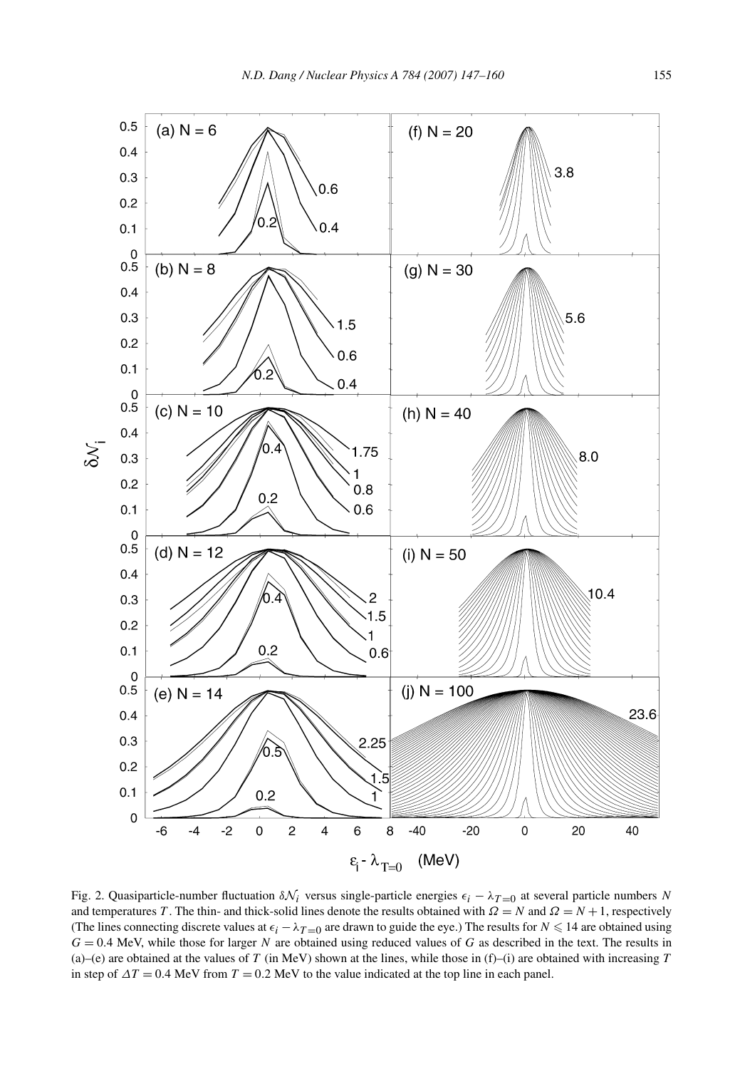Fig. 2. Quasiparticle-number fluctuation $\delta\mathcal{N}_i$ versus single-particle energies $\epsilon_i - \lambda_{T=0}$ at several particle numbers $N$ and temperatures $T$. The thin- and thick-solid lines denote the results obtained with $\Omega = N$ and $\Omega = N + 1$, respectively (The lines connecting discrete values at $\epsilon_i - \lambda_{T=0}$ are drawn to guide the eye.) The results for $N \leqslant 14$ are obtained using $G = 0.4$ MeV, while those for larger $N$ are obtained using reduced values of $G$ as described in the text. The results in (a)–(e) are obtained at the values of $T$ (in MeV) shown at the lines, while those in (f)–(i) are obtained with increasing $T$ in step of $\Delta T = 0.4$ MeV from $T = 0.2$ MeV to the value indicated at the top line in each panel.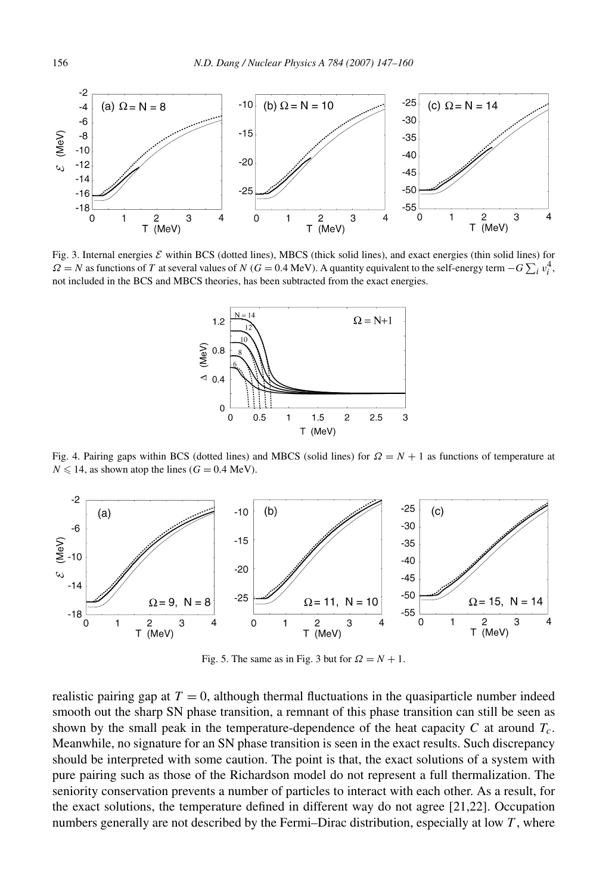Fig. 3. Internal energies $\mathcal{E}$ within BCS (dotted lines), MBCS (thick solid lines), and exact energies (thin solid lines) for $\Omega = N$ as functions of $T$ at several values of $N$ ($G = 0.4$ MeV). A quantity equivalent to the self-energy term $-G\sum_i v_i^4$, not included in the BCS and MBCS theories, has been subtracted from the exact energies.

Fig. 4. Pairing gaps within BCS (dotted lines) and MBCS (solid lines) for $\Omega = N + 1$ as functions of temperature at $N \leqslant 14$, as shown atop the lines ($G = 0.4$ MeV).

Fig. 5. The same as in Fig. 3 but for $\Omega = N + 1$.

realistic pairing gap at $T = 0$, although thermal fluctuations in the quasiparticle number indeed smooth out the sharp SN phase transition, a remnant of this phase transition can still be seen as shown by the small peak in the temperature-dependence of the heat capacity $C$ at around $T_c$. Meanwhile, no signature for an SN phase transition is seen in the exact results. Such discrepancy should be interpreted with some caution. The point is that, the exact solutions of a system with pure pairing such as those of the Richardson model do not represent a full thermalization. The seniority conservation prevents a number of particles to interact with each other. As a result, for the exact solutions, the temperature defined in different way do not agree [21,22]. Occupation numbers generally are not described by the Fermi–Dirac distribution, especially at low $T$, where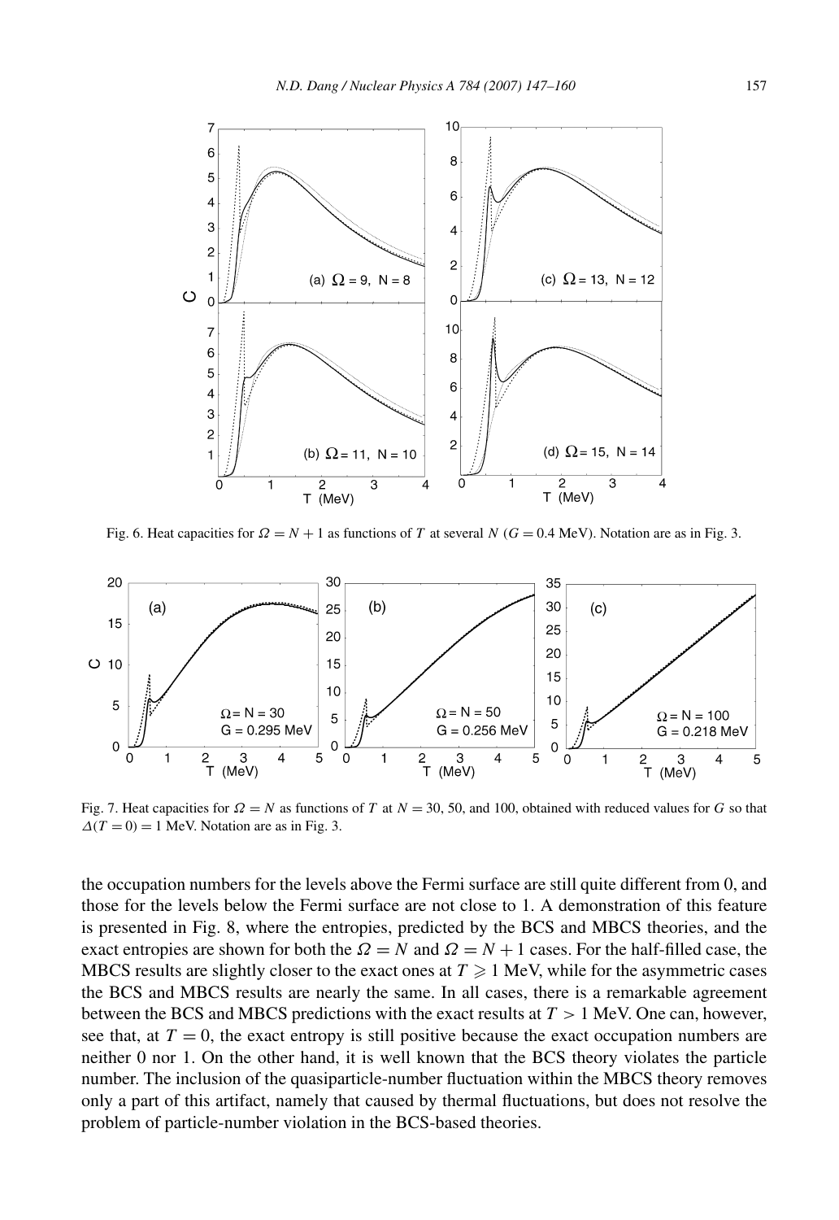Fig. 6. Heat capacities for $\Omega = N + 1$ as functions of $T$ at several $N$ ($G = 0.4$ MeV). Notation are as in Fig. 3.

Fig. 7. Heat capacities for $\Omega = N$ as functions of $T$ at $N = 30$, 50, and 100, obtained with reduced values for $G$ so that $\Delta(T = 0) = 1$ MeV. Notation are as in Fig. 3.

the occupation numbers for the levels above the Fermi surface are still quite different from 0, and those for the levels below the Fermi surface are not close to 1. A demonstration of this feature is presented in Fig. 8, where the entropies, predicted by the BCS and MBCS theories, and the exact entropies are shown for both the $\Omega = N$ and $\Omega = N + 1$ cases. For the half-filled case, the MBCS results are slightly closer to the exact ones at $T \geqslant 1$ MeV, while for the asymmetric cases the BCS and MBCS results are nearly the same. In all cases, there is a remarkable agreement between the BCS and MBCS predictions with the exact results at $T > 1$ MeV. One can, however, see that, at $T = 0$, the exact entropy is still positive because the exact occupation numbers are neither 0 nor 1. On the other hand, it is well known that the BCS theory violates the particle number. The inclusion of the quasiparticle-number fluctuation within the MBCS theory removes only a part of this artifact, namely that caused by thermal fluctuations, but does not resolve the problem of particle-number violation in the BCS-based theories.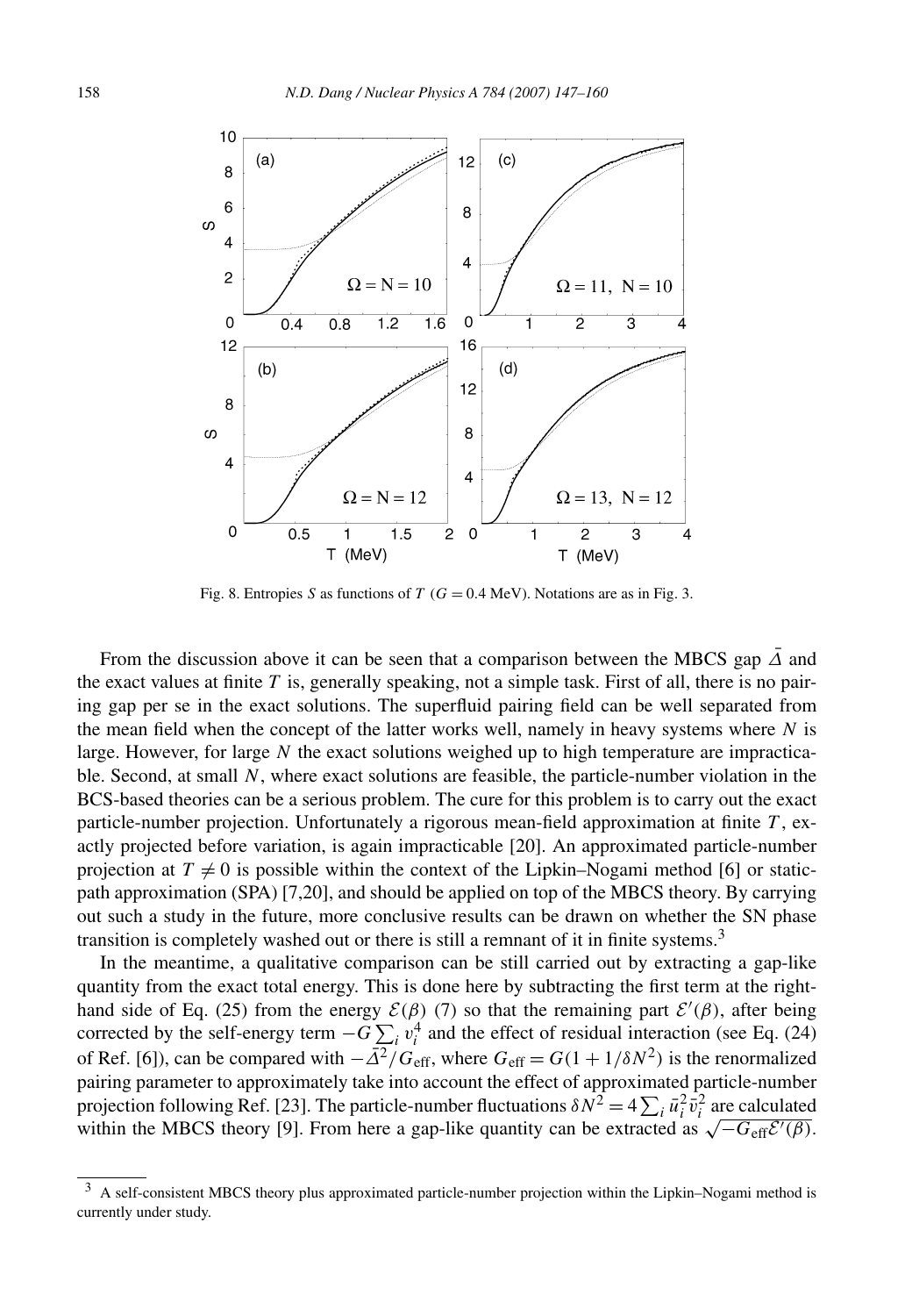Fig. 8. Entropies $S$ as functions of $T$ ($G = 0.4$ MeV). Notations are as in Fig. 3.

From the discussion above it can be seen that a comparison between the MBCS gap $\bar{\Delta}$ and the exact values at finite $T$ is, generally speaking, not a simple task. First of all, there is no pairing gap per se in the exact solutions. The superfluid pairing field can be well separated from the mean field when the concept of the latter works well, namely in heavy systems where $N$ is large. However, for large $N$ the exact solutions weighed up to high temperature are impracticable. Second, at small $N$, where exact solutions are feasible, the particle-number violation in the BCS-based theories can be a serious problem. The cure for this problem is to carry out the exact particle-number projection. Unfortunately a rigorous mean-field approximation at finite $T$, exactly projected before variation, is again impracticable [20]. An approximated particle-number projection at $T \neq 0$ is possible within the context of the Lipkin–Nogami method [6] or static-path approximation (SPA) [7,20], and should be applied on top of the MBCS theory. By carrying out such a study in the future, more conclusive results can be drawn on whether the SN phase transition is completely washed out or there is still a remnant of it in finite systems.[3]

In the meantime, a qualitative comparison can be still carried out by extracting a gap-like quantity from the exact total energy. This is done here by subtracting the first term at the right-hand side of Eq. (25) from the energy $\mathcal{E}(\beta)$ (7) so that the remaining part $\mathcal{E}'(\beta)$, after being corrected by the self-energy term $-G\sum_i v_i^4$ and the effect of residual interaction (see Eq. (24) of Ref. [6]), can be compared with $-\bar{\Delta}^2/G_{\rm eff}$, where $G_{\rm eff} = G(1 + 1/\delta N^2)$ is the renormalized pairing parameter to approximately take into account the effect of approximated particle-number projection following Ref. [23]. The particle-number fluctuations $\delta N^2 = 4\sum_i \bar{u}_i^2 \bar{v}_i^2$ are calculated within the MBCS theory [9]. From here a gap-like quantity can be extracted as $\sqrt{-G_{\rm eff}\mathcal{E}'(\beta)}$.

[3] A self-consistent MBCS theory plus approximated particle-number projection within the Lipkin–Nogami method is currently under study.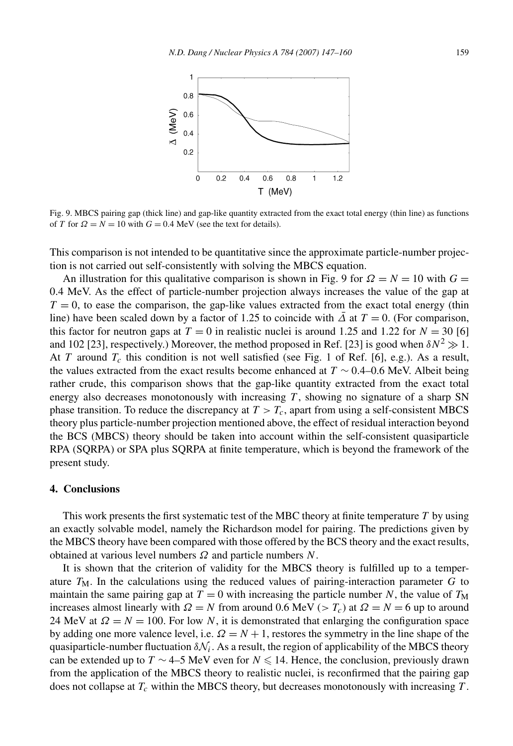Fig. 9. MBCS pairing gap (thick line) and gap-like quantity extracted from the exact total energy (thin line) as functions of $T$ for $\Omega = N = 10$ with $G = 0.4$ MeV (see the text for details).

This comparison is not intended to be quantitative since the approximate particle-number projection is not carried out self-consistently with solving the MBCS equation.

An illustration for this qualitative comparison is shown in Fig. 9 for $\Omega = N = 10$ with $G = 0.4$ MeV. As the effect of particle-number projection always increases the value of the gap at $T = 0$, to ease the comparison, the gap-like values extracted from the exact total energy (thin line) have been scaled down by a factor of 1.25 to coincide with $\bar{\Delta}$ at $T = 0$. (For comparison, this factor for neutron gaps at $T = 0$ in realistic nuclei is around 1.25 and 1.22 for $N = 30$ [6] and 102 [23], respectively.) Moreover, the method proposed in Ref. [23] is good when $\delta N^2 \gg 1$. At $T$ around $T_c$ this condition is not well satisfied (see Fig. 1 of Ref. [6], e.g.). As a result, the values extracted from the exact results become enhanced at $T \sim 0.4$–$0.6$ MeV. Albeit being rather crude, this comparison shows that the gap-like quantity extracted from the exact total energy also decreases monotonously with increasing $T$, showing no signature of a sharp SN phase transition. To reduce the discrepancy at $T > T_c$, apart from using a self-consistent MBCS theory plus particle-number projection mentioned above, the effect of residual interaction beyond the BCS (MBCS) theory should be taken into account within the self-consistent quasiparticle RPA (SQRPA) or SPA plus SQRPA at finite temperature, which is beyond the framework of the present study.

## 4. Conclusions

This work presents the first systematic test of the MBC theory at finite temperature $T$ by using an exactly solvable model, namely the Richardson model for pairing. The predictions given by the MBCS theory have been compared with those offered by the BCS theory and the exact results, obtained at various level numbers $\Omega$ and particle numbers $N$.

It is shown that the criterion of validity for the MBCS theory is fulfilled up to a temperature $T_{\rm M}$. In the calculations using the reduced values of pairing-interaction parameter $G$ to maintain the same pairing gap at $T = 0$ with increasing the particle number $N$, the value of $T_{\rm M}$ increases almost linearly with $\Omega = N$ from around 0.6 MeV ($> T_c$) at $\Omega = N = 6$ up to around 24 MeV at $\Omega = N = 100$. For low $N$, it is demonstrated that enlarging the configuration space by adding one more valence level, i.e. $\Omega = N + 1$, restores the symmetry in the line shape of the quasiparticle-number fluctuation $\delta\mathcal{N}_i$. As a result, the region of applicability of the MBCS theory can be extended up to $T \sim 4$–$5$ MeV even for $N \leqslant 14$. Hence, the conclusion, previously drawn from the application of the MBCS theory to realistic nuclei, is reconfirmed that the pairing gap does not collapse at $T_c$ within the MBCS theory, but decreases monotonously with increasing $T$.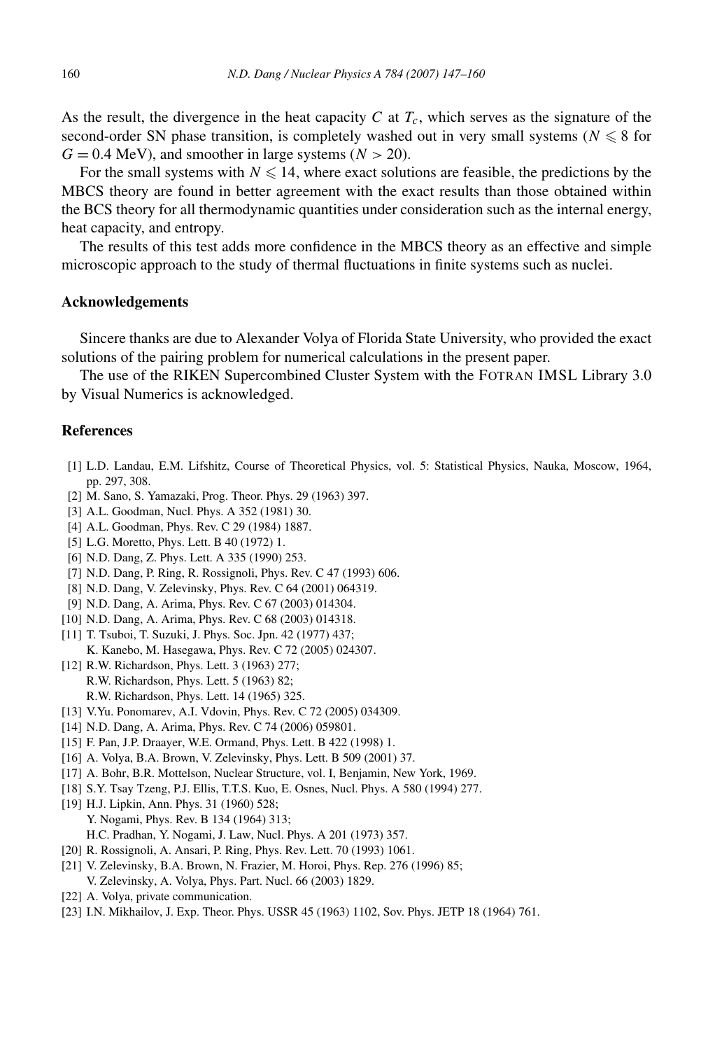As the result, the divergence in the heat capacity $C$ at $T_c$, which serves as the signature of the second-order SN phase transition, is completely washed out in very small systems ($N \leqslant 8$ for $G = 0.4$ MeV), and smoother in large systems ($N > 20$).

For the small systems with $N \leqslant 14$, where exact solutions are feasible, the predictions by the MBCS theory are found in better agreement with the exact results than those obtained within the BCS theory for all thermodynamic quantities under consideration such as the internal energy, heat capacity, and entropy.

The results of this test adds more confidence in the MBCS theory as an effective and simple microscopic approach to the study of thermal fluctuations in finite systems such as nuclei.

## Acknowledgements

Sincere thanks are due to Alexander Volya of Florida State University, who provided the exact solutions of the pairing problem for numerical calculations in the present paper.

The use of the RIKEN Supercombined Cluster System with the FOTRAN IMSL Library 3.0 by Visual Numerics is acknowledged.

## References

[1] L.D. Landau, E.M. Lifshitz, Course of Theoretical Physics, vol. 5: Statistical Physics, Nauka, Moscow, 1964, pp. 297, 308.
[2] M. Sano, S. Yamazaki, Prog. Theor. Phys. 29 (1963) 397.
[3] A.L. Goodman, Nucl. Phys. A 352 (1981) 30.
[4] A.L. Goodman, Phys. Rev. C 29 (1984) 1887.
[5] L.G. Moretto, Phys. Lett. B 40 (1972) 1.
[6] N.D. Dang, Z. Phys. Lett. A 335 (1990) 253.
[7] N.D. Dang, P. Ring, R. Rossignoli, Phys. Rev. C 47 (1993) 606.
[8] N.D. Dang, V. Zelevinsky, Phys. Rev. C 64 (2001) 064319.
[9] N.D. Dang, A. Arima, Phys. Rev. C 67 (2003) 014304.
[10] N.D. Dang, A. Arima, Phys. Rev. C 68 (2003) 014318.
[11] T. Tsuboi, T. Suzuki, J. Phys. Soc. Jpn. 42 (1977) 437;
K. Kanebo, M. Hasegawa, Phys. Rev. C 72 (2005) 024307.
[12] R.W. Richardson, Phys. Lett. 3 (1963) 277;
R.W. Richardson, Phys. Lett. 5 (1963) 82;
R.W. Richardson, Phys. Lett. 14 (1965) 325.
[13] V.Yu. Ponomarev, A.I. Vdovin, Phys. Rev. C 72 (2005) 034309.
[14] N.D. Dang, A. Arima, Phys. Rev. C 74 (2006) 059801.
[15] F. Pan, J.P. Draayer, W.E. Ormand, Phys. Lett. B 422 (1998) 1.
[16] A. Volya, B.A. Brown, V. Zelevinsky, Phys. Lett. B 509 (2001) 37.
[17] A. Bohr, B.R. Mottelson, Nuclear Structure, vol. I, Benjamin, New York, 1969.
[18] S.Y. Tsay Tzeng, P.J. Ellis, T.T.S. Kuo, E. Osnes, Nucl. Phys. A 580 (1994) 277.
[19] H.J. Lipkin, Ann. Phys. 31 (1960) 528;
Y. Nogami, Phys. Rev. B 134 (1964) 313;
H.C. Pradhan, Y. Nogami, J. Law, Nucl. Phys. A 201 (1973) 357.
[20] R. Rossignoli, A. Ansari, P. Ring, Phys. Rev. Lett. 70 (1993) 1061.
[21] V. Zelevinsky, B.A. Brown, N. Frazier, M. Horoi, Phys. Rep. 276 (1996) 85;
V. Zelevinsky, A. Volya, Phys. Part. Nucl. 66 (2003) 1829.
[22] A. Volya, private communication.
[23] I.N. Mikhailov, J. Exp. Theor. Phys. USSR 45 (1963) 1102, Sov. Phys. JETP 18 (1964) 761.